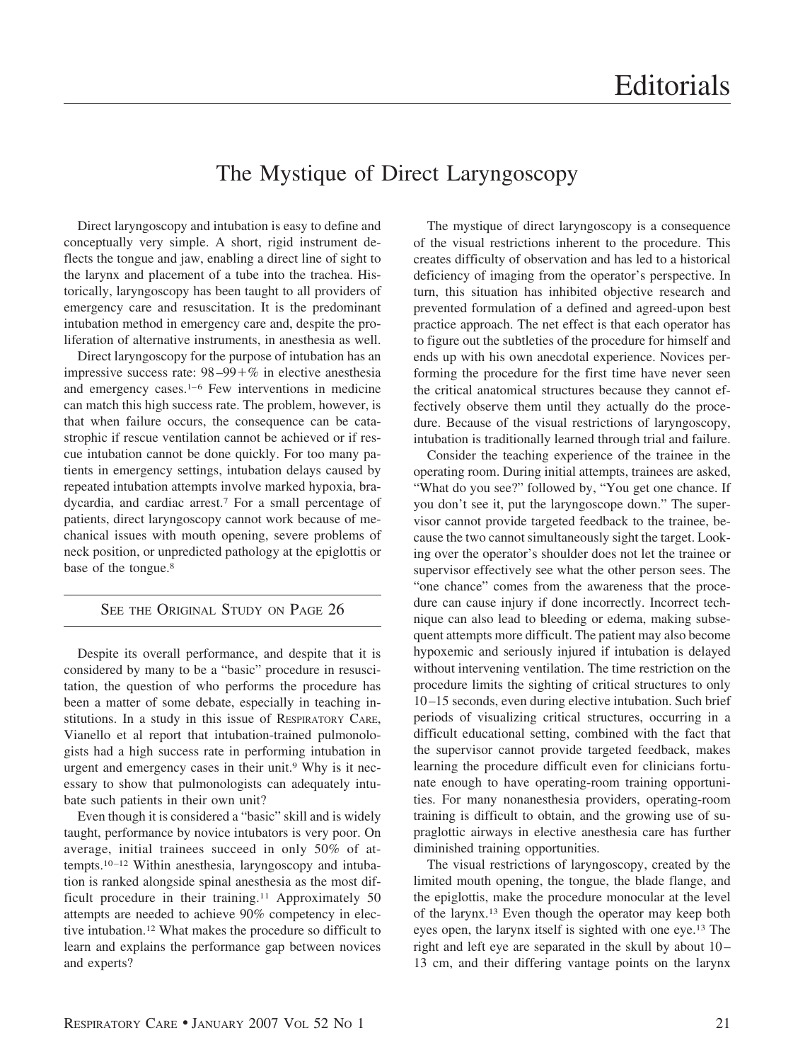# Editorials

## The Mystique of Direct Laryngoscopy

Direct laryngoscopy and intubation is easy to define and conceptually very simple. A short, rigid instrument deflects the tongue and jaw, enabling a direct line of sight to the larynx and placement of a tube into the trachea. Historically, laryngoscopy has been taught to all providers of emergency care and resuscitation. It is the predominant intubation method in emergency care and, despite the proliferation of alternative instruments, in anesthesia as well.

Direct laryngoscopy for the purpose of intubation has an impressive success rate: 98–99+% in elective anesthesia and emergency cases.[1–6] Few interventions in medicine can match this high success rate. The problem, however, is that when failure occurs, the consequence can be catastrophic if rescue ventilation cannot be achieved or if rescue intubation cannot be done quickly. For too many patients in emergency settings, intubation delays caused by repeated intubation attempts involve marked hypoxia, bradycardia, and cardiac arrest.[7] For a small percentage of patients, direct laryngoscopy cannot work because of mechanical issues with mouth opening, severe problems of neck position, or unpredicted pathology at the epiglottis or base of the tongue.[8]

SEE THE ORIGINAL STUDY ON PAGE 26

Despite its overall performance, and despite that it is considered by many to be a "basic" procedure in resuscitation, the question of who performs the procedure has been a matter of some debate, especially in teaching institutions. In a study in this issue of RESPIRATORY CARE, Vianello et al report that intubation-trained pulmonologists had a high success rate in performing intubation in urgent and emergency cases in their unit.[9] Why is it necessary to show that pulmonologists can adequately intubate such patients in their own unit?

Even though it is considered a "basic" skill and is widely taught, performance by novice intubators is very poor. On average, initial trainees succeed in only 50% of attempts.[10–12] Within anesthesia, laryngoscopy and intubation is ranked alongside spinal anesthesia as the most difficult procedure in their training.[11] Approximately 50 attempts are needed to achieve 90% competency in elective intubation.[12] What makes the procedure so difficult to learn and explains the performance gap between novices and experts?

The mystique of direct laryngoscopy is a consequence of the visual restrictions inherent to the procedure. This creates difficulty of observation and has led to a historical deficiency of imaging from the operator's perspective. In turn, this situation has inhibited objective research and prevented formulation of a defined and agreed-upon best practice approach. The net effect is that each operator has to figure out the subtleties of the procedure for himself and ends up with his own anecdotal experience. Novices performing the procedure for the first time have never seen the critical anatomical structures because they cannot effectively observe them until they actually do the procedure. Because of the visual restrictions of laryngoscopy, intubation is traditionally learned through trial and failure.

Consider the teaching experience of the trainee in the operating room. During initial attempts, trainees are asked, "What do you see?" followed by, "You get one chance. If you don't see it, put the laryngoscope down." The supervisor cannot provide targeted feedback to the trainee, because the two cannot simultaneously sight the target. Looking over the operator's shoulder does not let the trainee or supervisor effectively see what the other person sees. The "one chance" comes from the awareness that the procedure can cause injury if done incorrectly. Incorrect technique can also lead to bleeding or edema, making subsequent attempts more difficult. The patient may also become hypoxemic and seriously injured if intubation is delayed without intervening ventilation. The time restriction on the procedure limits the sighting of critical structures to only 10–15 seconds, even during elective intubation. Such brief periods of visualizing critical structures, occurring in a difficult educational setting, combined with the fact that the supervisor cannot provide targeted feedback, makes learning the procedure difficult even for clinicians fortunate enough to have operating-room training opportunities. For many nonanesthesia providers, operating-room training is difficult to obtain, and the growing use of supraglottic airways in elective anesthesia care has further diminished training opportunities.

The visual restrictions of laryngoscopy, created by the limited mouth opening, the tongue, the blade flange, and the epiglottis, make the procedure monocular at the level of the larynx.[13] Even though the operator may keep both eyes open, the larynx itself is sighted with one eye.[13] The right and left eye are separated in the skull by about 10–13 cm, and their differing vantage points on the larynx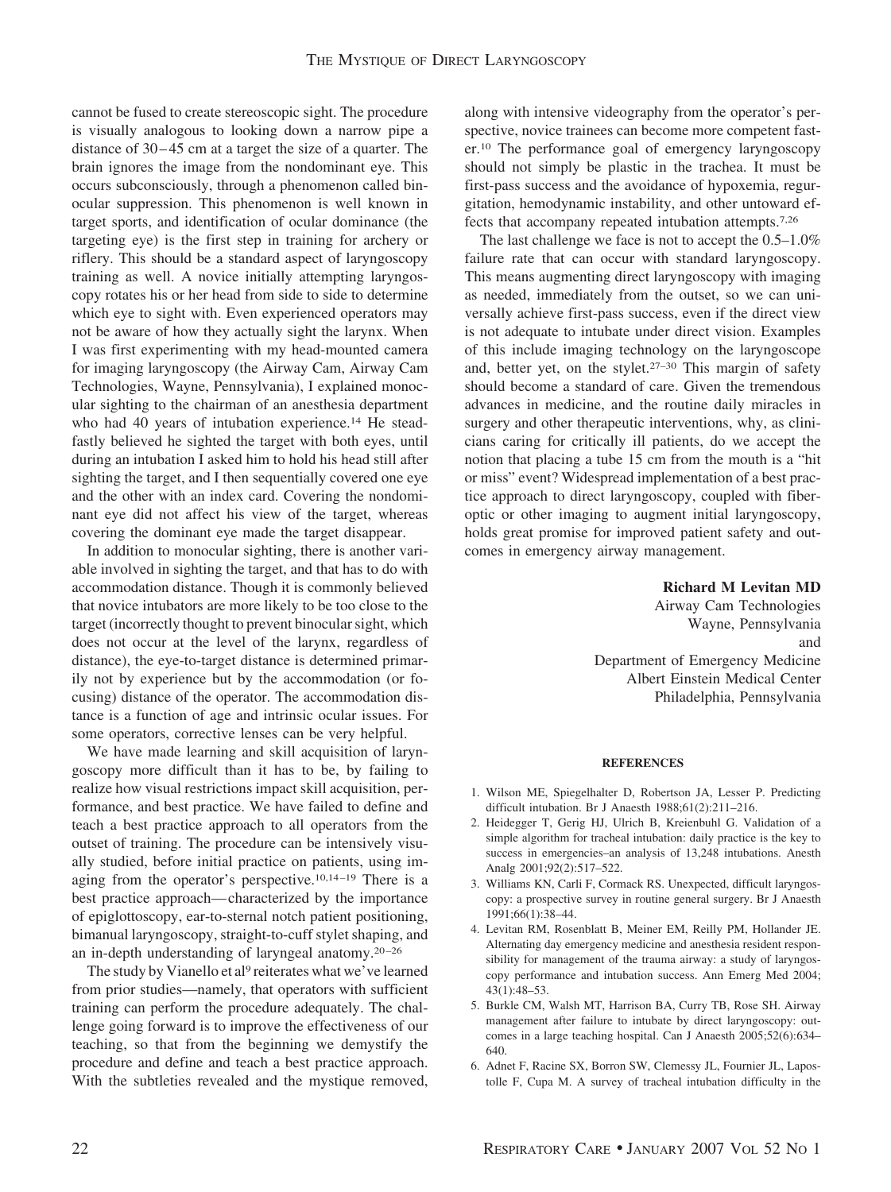cannot be fused to create stereoscopic sight. The procedure is visually analogous to looking down a narrow pipe a distance of 30–45 cm at a target the size of a quarter. The brain ignores the image from the nondominant eye. This occurs subconsciously, through a phenomenon called binocular suppression. This phenomenon is well known in target sports, and identification of ocular dominance (the targeting eye) is the first step in training for archery or riflery. This should be a standard aspect of laryngoscopy training as well. A novice initially attempting laryngoscopy rotates his or her head from side to side to determine which eye to sight with. Even experienced operators may not be aware of how they actually sight the larynx. When I was first experimenting with my head-mounted camera for imaging laryngoscopy (the Airway Cam, Airway Cam Technologies, Wayne, Pennsylvania), I explained monocular sighting to the chairman of an anesthesia department who had 40 years of intubation experience.[14] He steadfastly believed he sighted the target with both eyes, until during an intubation I asked him to hold his head still after sighting the target, and I then sequentially covered one eye and the other with an index card. Covering the nondominant eye did not affect his view of the target, whereas covering the dominant eye made the target disappear.

In addition to monocular sighting, there is another variable involved in sighting the target, and that has to do with accommodation distance. Though it is commonly believed that novice intubators are more likely to be too close to the target (incorrectly thought to prevent binocular sight, which does not occur at the level of the larynx, regardless of distance), the eye-to-target distance is determined primarily not by experience but by the accommodation (or focusing) distance of the operator. The accommodation distance is a function of age and intrinsic ocular issues. For some operators, corrective lenses can be very helpful.

We have made learning and skill acquisition of laryngoscopy more difficult than it has to be, by failing to realize how visual restrictions impact skill acquisition, performance, and best practice. We have failed to define and teach a best practice approach to all operators from the outset of training. The procedure can be intensively visually studied, before initial practice on patients, using imaging from the operator's perspective.[10,14–19] There is a best practice approach—characterized by the importance of epiglottoscopy, ear-to-sternal notch patient positioning, bimanual laryngoscopy, straight-to-cuff stylet shaping, and an in-depth understanding of laryngeal anatomy.[20–26]

The study by Vianello et al[9] reiterates what we've learned from prior studies—namely, that operators with sufficient training can perform the procedure adequately. The challenge going forward is to improve the effectiveness of our teaching, so that from the beginning we demystify the procedure and define and teach a best practice approach. With the subtleties revealed and the mystique removed, along with intensive videography from the operator's perspective, novice trainees can become more competent faster.[10] The performance goal of emergency laryngoscopy should not simply be plastic in the trachea. It must be first-pass success and the avoidance of hypoxemia, regurgitation, hemodynamic instability, and other untoward effects that accompany repeated intubation attempts.[7,26]

The last challenge we face is not to accept the 0.5–1.0% failure rate that can occur with standard laryngoscopy. This means augmenting direct laryngoscopy with imaging as needed, immediately from the outset, so we can universally achieve first-pass success, even if the direct view is not adequate to intubate under direct vision. Examples of this include imaging technology on the laryngoscope and, better yet, on the stylet.[27–30] This margin of safety should become a standard of care. Given the tremendous advances in medicine, and the routine daily miracles in surgery and other therapeutic interventions, why, as clinicians caring for critically ill patients, do we accept the notion that placing a tube 15 cm from the mouth is a "hit or miss" event? Widespread implementation of a best practice approach to direct laryngoscopy, coupled with fiberoptic or other imaging to augment initial laryngoscopy, holds great promise for improved patient safety and outcomes in emergency airway management.

**Richard M Levitan MD**
Airway Cam Technologies
Wayne, Pennsylvania
and
Department of Emergency Medicine
Albert Einstein Medical Center
Philadelphia, Pennsylvania

**REFERENCES**

1. Wilson ME, Spiegelhalter D, Robertson JA, Lesser P. Predicting difficult intubation. Br J Anaesth 1988;61(2):211–216.
2. Heidegger T, Gerig HJ, Ulrich B, Kreienbuhl G. Validation of a simple algorithm for tracheal intubation: daily practice is the key to success in emergencies–an analysis of 13,248 intubations. Anesth Analg 2001;92(2):517–522.
3. Williams KN, Carli F, Cormack RS. Unexpected, difficult laryngoscopy: a prospective survey in routine general surgery. Br J Anaesth 1991;66(1):38–44.
4. Levitan RM, Rosenblatt B, Meiner EM, Reilly PM, Hollander JE. Alternating day emergency medicine and anesthesia resident responsibility for management of the trauma airway: a study of laryngoscopy performance and intubation success. Ann Emerg Med 2004; 43(1):48–53.
5. Burkle CM, Walsh MT, Harrison BA, Curry TB, Rose SH. Airway management after failure to intubate by direct laryngoscopy: outcomes in a large teaching hospital. Can J Anaesth 2005;52(6):634–640.
6. Adnet F, Racine SX, Borron SW, Clemessy JL, Fournier JL, Lapostolle F, Cupa M. A survey of tracheal intubation difficulty in the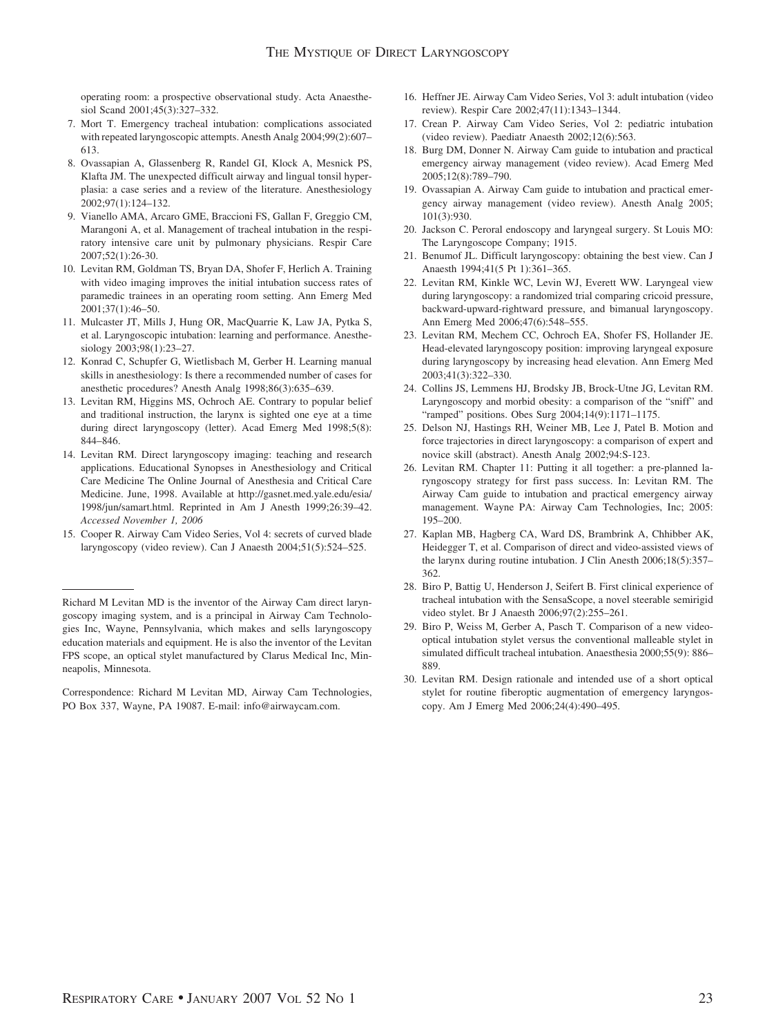operating room: a prospective observational study. Acta Anaesthesiol Scand 2001;45(3):327–332.

7. Mort T. Emergency tracheal intubation: complications associated with repeated laryngoscopic attempts. Anesth Analg 2004;99(2):607–613.
8. Ovassapian A, Glassenberg R, Randel GI, Klock A, Mesnick PS, Klafta JM. The unexpected difficult airway and lingual tonsil hyperplasia: a case series and a review of the literature. Anesthesiology 2002;97(1):124–132.
9. Vianello AMA, Arcaro GME, Braccioni FS, Gallan F, Greggio CM, Marangoni A, et al. Management of tracheal intubation in the respiratory intensive care unit by pulmonary physicians. Respir Care 2007;52(1):26-30.
10. Levitan RM, Goldman TS, Bryan DA, Shofer F, Herlich A. Training with video imaging improves the initial intubation success rates of paramedic trainees in an operating room setting. Ann Emerg Med 2001;37(1):46–50.
11. Mulcaster JT, Mills J, Hung OR, MacQuarrie K, Law JA, Pytka S, et al. Laryngoscopic intubation: learning and performance. Anesthesiology 2003;98(1):23–27.
12. Konrad C, Schupfer G, Wietlisbach M, Gerber H. Learning manual skills in anesthesiology: Is there a recommended number of cases for anesthetic procedures? Anesth Analg 1998;86(3):635–639.
13. Levitan RM, Higgins MS, Ochroch AE. Contrary to popular belief and traditional instruction, the larynx is sighted one eye at a time during direct laryngoscopy (letter). Acad Emerg Med 1998;5(8):844–846.
14. Levitan RM. Direct laryngoscopy imaging: teaching and research applications. Educational Synopses in Anesthesiology and Critical Care Medicine The Online Journal of Anesthesia and Critical Care Medicine. June, 1998. Available at http://gasnet.med.yale.edu/esia/1998/jun/samart.html. Reprinted in Am J Anesth 1999;26:39–42. *Accessed November 1, 2006*
15. Cooper R. Airway Cam Video Series, Vol 4: secrets of curved blade laryngoscopy (video review). Can J Anaesth 2004;51(5):524–525.
16. Heffner JE. Airway Cam Video Series, Vol 3: adult intubation (video review). Respir Care 2002;47(11):1343–1344.
17. Crean P. Airway Cam Video Series, Vol 2: pediatric intubation (video review). Paediatr Anaesth 2002;12(6):563.
18. Burg DM, Donner N. Airway Cam guide to intubation and practical emergency airway management (video review). Acad Emerg Med 2005;12(8):789–790.
19. Ovassapian A. Airway Cam guide to intubation and practical emergency airway management (video review). Anesth Analg 2005; 101(3):930.
20. Jackson C. Peroral endoscopy and laryngeal surgery. St Louis MO: The Laryngoscope Company; 1915.
21. Benumof JL. Difficult laryngoscopy: obtaining the best view. Can J Anaesth 1994;41(5 Pt 1):361–365.
22. Levitan RM, Kinkle WC, Levin WJ, Everett WW. Laryngeal view during laryngoscopy: a randomized trial comparing cricoid pressure, backward-upward-rightward pressure, and bimanual laryngoscopy. Ann Emerg Med 2006;47(6):548–555.
23. Levitan RM, Mechem CC, Ochroch EA, Shofer FS, Hollander JE. Head-elevated laryngoscopy position: improving laryngeal exposure during laryngoscopy by increasing head elevation. Ann Emerg Med 2003;41(3):322–330.
24. Collins JS, Lemmens HJ, Brodsky JB, Brock-Utne JG, Levitan RM. Laryngoscopy and morbid obesity: a comparison of the "sniff" and "ramped" positions. Obes Surg 2004;14(9):1171–1175.
25. Delson NJ, Hastings RH, Weiner MB, Lee J, Patel B. Motion and force trajectories in direct laryngoscopy: a comparison of expert and novice skill (abstract). Anesth Analg 2002;94:S-123.
26. Levitan RM. Chapter 11: Putting it all together: a pre-planned laryngoscopy strategy for first pass success. In: Levitan RM. The Airway Cam guide to intubation and practical emergency airway management. Wayne PA: Airway Cam Technologies, Inc; 2005: 195–200.
27. Kaplan MB, Hagberg CA, Ward DS, Brambrink A, Chhibber AK, Heidegger T, et al. Comparison of direct and video-assisted views of the larynx during routine intubation. J Clin Anesth 2006;18(5):357–362.
28. Biro P, Battig U, Henderson J, Seifert B. First clinical experience of tracheal intubation with the SensaScope, a novel steerable semirigid video stylet. Br J Anaesth 2006;97(2):255–261.
29. Biro P, Weiss M, Gerber A, Pasch T. Comparison of a new video-optical intubation stylet versus the conventional malleable stylet in simulated difficult tracheal intubation. Anaesthesia 2000;55(9): 886–889.
30. Levitan RM. Design rationale and intended use of a short optical stylet for routine fiberoptic augmentation of emergency laryngoscopy. Am J Emerg Med 2006;24(4):490–495.

---

Richard M Levitan MD is the inventor of the Airway Cam direct laryngoscopy imaging system, and is a principal in Airway Cam Technologies Inc, Wayne, Pennsylvania, which makes and sells laryngoscopy education materials and equipment. He is also the inventor of the Levitan FPS scope, an optical stylet manufactured by Clarus Medical Inc, Minneapolis, Minnesota.

Correspondence: Richard M Levitan MD, Airway Cam Technologies, PO Box 337, Wayne, PA 19087. E-mail: info@airwaycam.com.